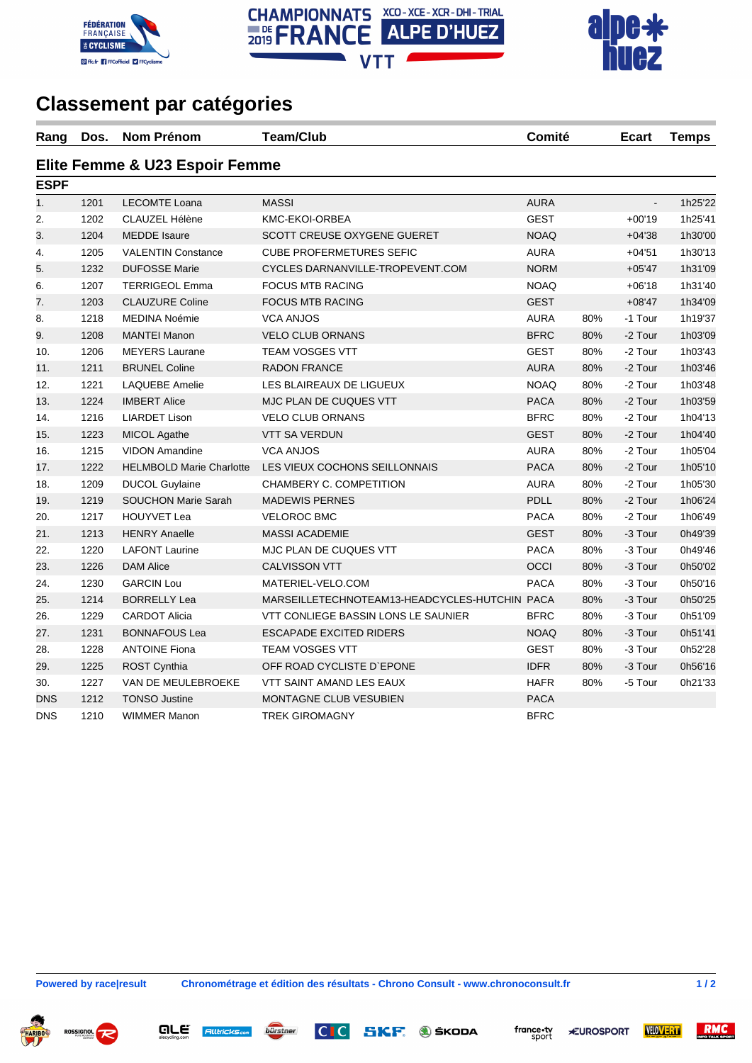# Classement par catégories

## Elite Femme & U23 Espoir Femme

**ESPF**

| Rang | Dos. | Nom Prénom | Team/Club | Comité | | Ecart | Temps |
|---|---|---|---|---|---|---|---|
| 1. | 1201 | LECOMTE Loana | MASSI | AURA | | - | 1h25'22 |
| 2. | 1202 | CLAUZEL Hélène | KMC-EKOI-ORBEA | GEST | | +00'19 | 1h25'41 |
| 3. | 1204 | MEDDE Isaure | SCOTT CREUSE OXYGENE GUERET | NOAQ | | +04'38 | 1h30'00 |
| 4. | 1205 | VALENTIN Constance | CUBE PROFERMETURES SEFIC | AURA | | +04'51 | 1h30'13 |
| 5. | 1232 | DUFOSSE Marie | CYCLES DARNANVILLE-TROPEVENT.COM | NORM | | +05'47 | 1h31'09 |
| 6. | 1207 | TERRIGEOL Emma | FOCUS MTB RACING | NOAQ | | +06'18 | 1h31'40 |
| 7. | 1203 | CLAUZURE Coline | FOCUS MTB RACING | GEST | | +08'47 | 1h34'09 |
| 8. | 1218 | MEDINA Noémie | VCA ANJOS | AURA | 80% | -1 Tour | 1h19'37 |
| 9. | 1208 | MANTEI Manon | VELO CLUB ORNANS | BFRC | 80% | -2 Tour | 1h03'09 |
| 10. | 1206 | MEYERS Laurane | TEAM VOSGES VTT | GEST | 80% | -2 Tour | 1h03'43 |
| 11. | 1211 | BRUNEL Coline | RADON FRANCE | AURA | 80% | -2 Tour | 1h03'46 |
| 12. | 1221 | LAQUEBE Amelie | LES BLAIREAUX DE LIGUEUX | NOAQ | 80% | -2 Tour | 1h03'48 |
| 13. | 1224 | IMBERT Alice | MJC PLAN DE CUQUES VTT | PACA | 80% | -2 Tour | 1h03'59 |
| 14. | 1216 | LIARDET Lison | VELO CLUB ORNANS | BFRC | 80% | -2 Tour | 1h04'13 |
| 15. | 1223 | MICOL Agathe | VTT SA VERDUN | GEST | 80% | -2 Tour | 1h04'40 |
| 16. | 1215 | VIDON Amandine | VCA ANJOS | AURA | 80% | -2 Tour | 1h05'04 |
| 17. | 1222 | HELMBOLD Marie Charlotte | LES VIEUX COCHONS SEILLONNAIS | PACA | 80% | -2 Tour | 1h05'10 |
| 18. | 1209 | DUCOL Guylaine | CHAMBERY C. COMPETITION | AURA | 80% | -2 Tour | 1h05'30 |
| 19. | 1219 | SOUCHON Marie Sarah | MADEWIS PERNES | PDLL | 80% | -2 Tour | 1h06'24 |
| 20. | 1217 | HOUYVET Lea | VELOROC BMC | PACA | 80% | -2 Tour | 1h06'49 |
| 21. | 1213 | HENRY Anaelle | MASSI ACADEMIE | GEST | 80% | -3 Tour | 0h49'39 |
| 22. | 1220 | LAFONT Laurine | MJC PLAN DE CUQUES VTT | PACA | 80% | -3 Tour | 0h49'46 |
| 23. | 1226 | DAM Alice | CALVISSON VTT | OCCI | 80% | -3 Tour | 0h50'02 |
| 24. | 1230 | GARCIN Lou | MATERIEL-VELO.COM | PACA | 80% | -3 Tour | 0h50'16 |
| 25. | 1214 | BORRELLY Lea | MARSEILLETECHNOTEAM13-HEADCYCLES-HUTCHIN | PACA | 80% | -3 Tour | 0h50'25 |
| 26. | 1229 | CARDOT Alicia | VTT CONLIEGE BASSIN LONS LE SAUNIER | BFRC | 80% | -3 Tour | 0h51'09 |
| 27. | 1231 | BONNAFOUS Lea | ESCAPADE EXCITED RIDERS | NOAQ | 80% | -3 Tour | 0h51'41 |
| 28. | 1228 | ANTOINE Fiona | TEAM VOSGES VTT | GEST | 80% | -3 Tour | 0h52'28 |
| 29. | 1225 | ROST Cynthia | OFF ROAD CYCLISTE D`EPONE | IDFR | 80% | -3 Tour | 0h56'16 |
| 30. | 1227 | VAN DE MEULEBROEKE | VTT SAINT AMAND LES EAUX | HAFR | 80% | -5 Tour | 0h21'33 |
| DNS | 1212 | TONSO Justine | MONTAGNE CLUB VESUBIEN | PACA | | | |
| DNS | 1210 | WIMMER Manon | TREK GIROMAGNY | BFRC | | | |

Powered by race|result — Chronométrage et édition des résultats - Chrono Consult - www.chronoconsult.fr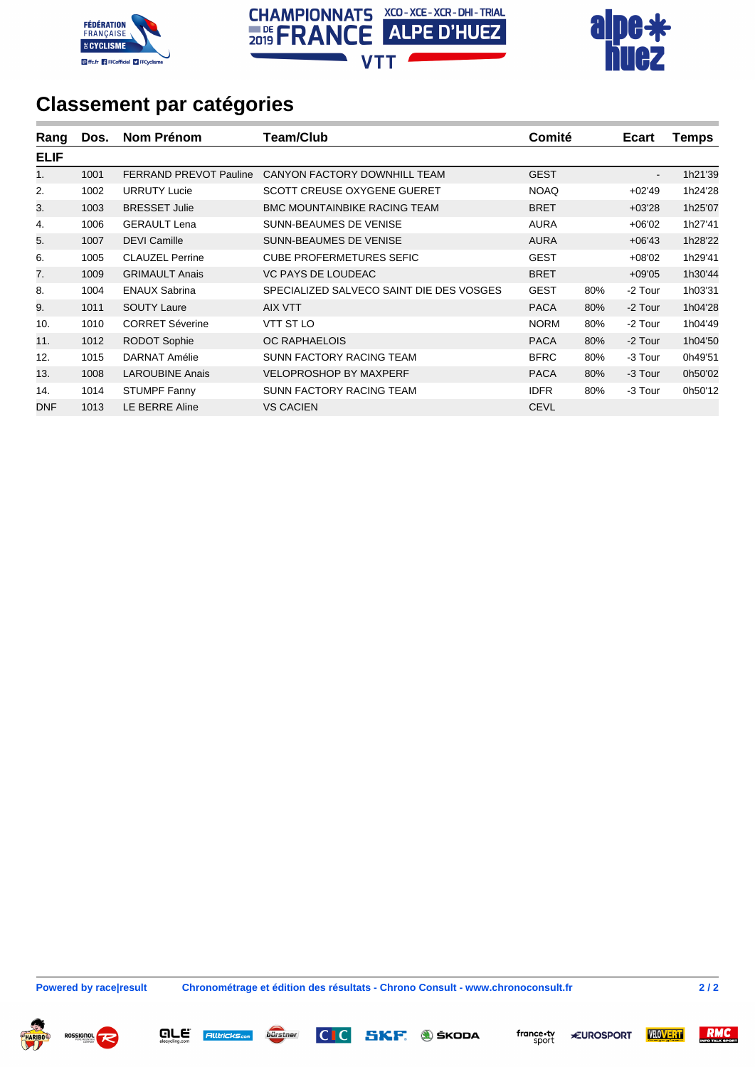CHAMPIONNATS DE FRANCE 2019 XCO - XCE - XCR - DHI - TRIAL ALPE D'HUEZ VTT

# Classement par catégories

| Rang | Dos. | Nom Prénom | Team/Club | Comité | | Ecart | Temps |
|---|---|---|---|---|---|---|---|
| **ELIF** | | | | | | | |
| 1. | 1001 | FERRAND PREVOT Pauline | CANYON FACTORY DOWNHILL TEAM | GEST | | - | 1h21'39 |
| 2. | 1002 | URRUTY Lucie | SCOTT CREUSE OXYGENE GUERET | NOAQ | | +02'49 | 1h24'28 |
| 3. | 1003 | BRESSET Julie | BMC MOUNTAINBIKE RACING TEAM | BRET | | +03'28 | 1h25'07 |
| 4. | 1006 | GERAULT Lena | SUNN-BEAUMES DE VENISE | AURA | | +06'02 | 1h27'41 |
| 5. | 1007 | DEVI Camille | SUNN-BEAUMES DE VENISE | AURA | | +06'43 | 1h28'22 |
| 6. | 1005 | CLAUZEL Perrine | CUBE PROFERMETURES SEFIC | GEST | | +08'02 | 1h29'41 |
| 7. | 1009 | GRIMAULT Anais | VC PAYS DE LOUDEAC | BRET | | +09'05 | 1h30'44 |
| 8. | 1004 | ENAUX Sabrina | SPECIALIZED SALVECO SAINT DIE DES VOSGES | GEST | 80% | -2 Tour | 1h03'31 |
| 9. | 1011 | SOUTY Laure | AIX VTT | PACA | 80% | -2 Tour | 1h04'28 |
| 10. | 1010 | CORRET Séverine | VTT ST LO | NORM | 80% | -2 Tour | 1h04'49 |
| 11. | 1012 | RODOT Sophie | OC RAPHAELOIS | PACA | 80% | -2 Tour | 1h04'50 |
| 12. | 1015 | DARNAT Amélie | SUNN FACTORY RACING TEAM | BFRC | 80% | -3 Tour | 0h49'51 |
| 13. | 1008 | LAROUBINE Anais | VELOPROSHOP BY MAXPERF | PACA | 80% | -3 Tour | 0h50'02 |
| 14. | 1014 | STUMPF Fanny | SUNN FACTORY RACING TEAM | IDFR | 80% | -3 Tour | 0h50'12 |
| DNF | 1013 | LE BERRE Aline | VS CACIEN | CEVL | | | |

Powered by race|result    Chronométrage et édition des résultats - Chrono Consult - www.chronoconsult.fr